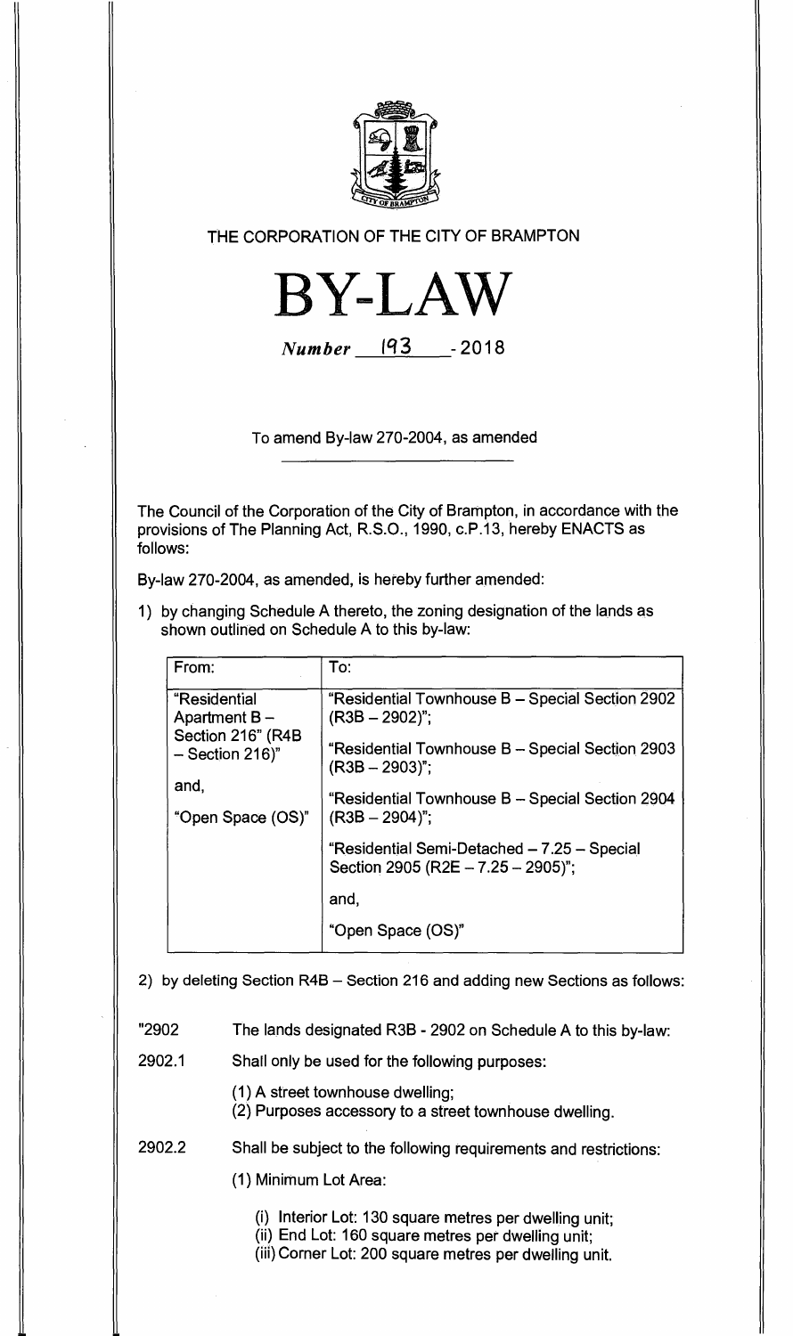THE CORPORATION OF THE CITY OF BRAMPTON

# BY-LAW

*Number* 193 - 2018

To amend By-law 270-2004, as amended

The Council of the Corporation of the City of Brampton, in accordance with the provisions of The Planning Act, R.S.O., 1990, c.P.13, hereby ENACTS as follows:

By-law 270-2004, as amended, is hereby further amended:

1) by changing Schedule A thereto, the zoning designation of the lands as shown outlined on Schedule A to this by-law:

| From: | To: |
|---|---|
| "Residential Apartment B – Section 216" (R4B – Section 216)"<br><br>and,<br><br>"Open Space (OS)" | "Residential Townhouse B – Special Section 2902 (R3B – 2902)";<br><br>"Residential Townhouse B – Special Section 2903 (R3B – 2903)";<br><br>"Residential Townhouse B – Special Section 2904 (R3B – 2904)";<br><br>"Residential Semi-Detached – 7.25 – Special Section 2905 (R2E – 7.25 – 2905)";<br><br>and,<br><br>"Open Space (OS)" |

2) by deleting Section R4B – Section 216 and adding new Sections as follows:

"2902 The lands designated R3B - 2902 on Schedule A to this by-law:

2902.1 Shall only be used for the following purposes:

(1) A street townhouse dwelling;
(2) Purposes accessory to a street townhouse dwelling.

2902.2 Shall be subject to the following requirements and restrictions:

(1) Minimum Lot Area:

(i) Interior Lot: 130 square metres per dwelling unit;
(ii) End Lot: 160 square metres per dwelling unit;
(iii) Corner Lot: 200 square metres per dwelling unit.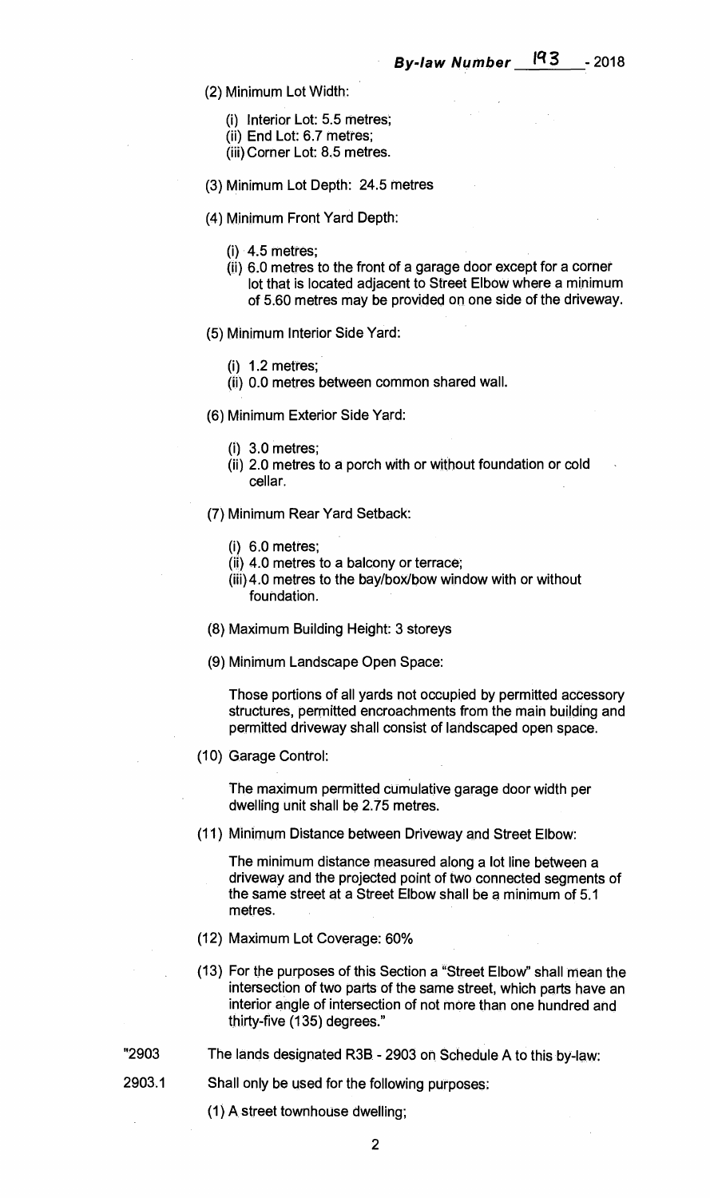(2) Minimum Lot Width:

(i) Interior Lot: 5.5 metres;
(ii) End Lot: 6.7 metres;
(iii) Corner Lot: 8.5 metres.

(3) Minimum Lot Depth: 24.5 metres

(4) Minimum Front Yard Depth:

(i) 4.5 metres;
(ii) 6.0 metres to the front of a garage door except for a corner lot that is located adjacent to Street Elbow where a minimum of 5.60 metres may be provided on one side of the driveway.

(5) Minimum Interior Side Yard:

(i) 1.2 metres;
(ii) 0.0 metres between common shared wall.

(6) Minimum Exterior Side Yard:

(i) 3.0 metres;
(ii) 2.0 metres to a porch with or without foundation or cold cellar.

(7) Minimum Rear Yard Setback:

(i) 6.0 metres;
(ii) 4.0 metres to a balcony or terrace;
(iii) 4.0 metres to the bay/box/bow window with or without foundation.

(8) Maximum Building Height: 3 storeys

(9) Minimum Landscape Open Space:

Those portions of all yards not occupied by permitted accessory structures, permitted encroachments from the main building and permitted driveway shall consist of landscaped open space.

(10) Garage Control:

The maximum permitted cumulative garage door width per dwelling unit shall be 2.75 metres.

(11) Minimum Distance between Driveway and Street Elbow:

The minimum distance measured along a lot line between a driveway and the projected point of two connected segments of the same street at a Street Elbow shall be a minimum of 5.1 metres.

(12) Maximum Lot Coverage: 60%

(13) For the purposes of this Section a "Street Elbow" shall mean the intersection of two parts of the same street, which parts have an interior angle of intersection of not more than one hundred and thirty-five (135) degrees."

"2903 The lands designated R3B - 2903 on Schedule A to this by-law:

2903.1 Shall only be used for the following purposes:

(1) A street townhouse dwelling;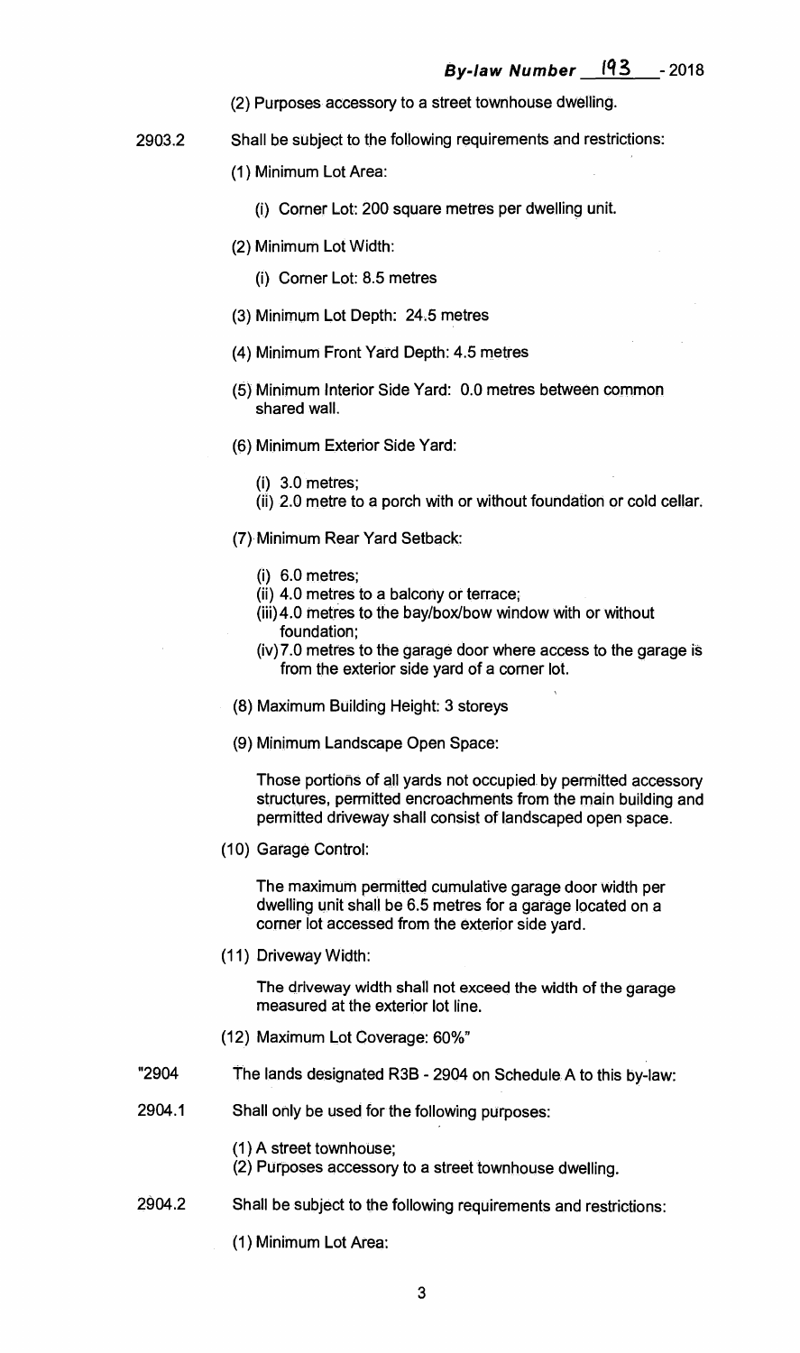(2) Purposes accessory to a street townhouse dwelling.

2903.2 Shall be subject to the following requirements and restrictions:

(1) Minimum Lot Area:

(i) Corner Lot: 200 square metres per dwelling unit.

(2) Minimum Lot Width:

(i) Corner Lot: 8.5 metres

(3) Minimum Lot Depth: 24.5 metres

(4) Minimum Front Yard Depth: 4.5 metres

(5) Minimum Interior Side Yard: 0.0 metres between common shared wall.

(6) Minimum Exterior Side Yard:

(i) 3.0 metres;
(ii) 2.0 metre to a porch with or without foundation or cold cellar.

(7) Minimum Rear Yard Setback:

(i) 6.0 metres;
(ii) 4.0 metres to a balcony or terrace;
(iii) 4.0 metres to the bay/box/bow window with or without foundation;
(iv) 7.0 metres to the garage door where access to the garage is from the exterior side yard of a corner lot.

(8) Maximum Building Height: 3 storeys

(9) Minimum Landscape Open Space:

Those portions of all yards not occupied by permitted accessory structures, permitted encroachments from the main building and permitted driveway shall consist of landscaped open space.

(10) Garage Control:

The maximum permitted cumulative garage door width per dwelling unit shall be 6.5 metres for a garage located on a corner lot accessed from the exterior side yard.

(11) Driveway Width:

The driveway width shall not exceed the width of the garage measured at the exterior lot line.

(12) Maximum Lot Coverage: 60%"

"2904 The lands designated R3B - 2904 on Schedule A to this by-law:

2904.1 Shall only be used for the following purposes:

(1) A street townhouse;
(2) Purposes accessory to a street townhouse dwelling.

2904.2 Shall be subject to the following requirements and restrictions:

(1) Minimum Lot Area: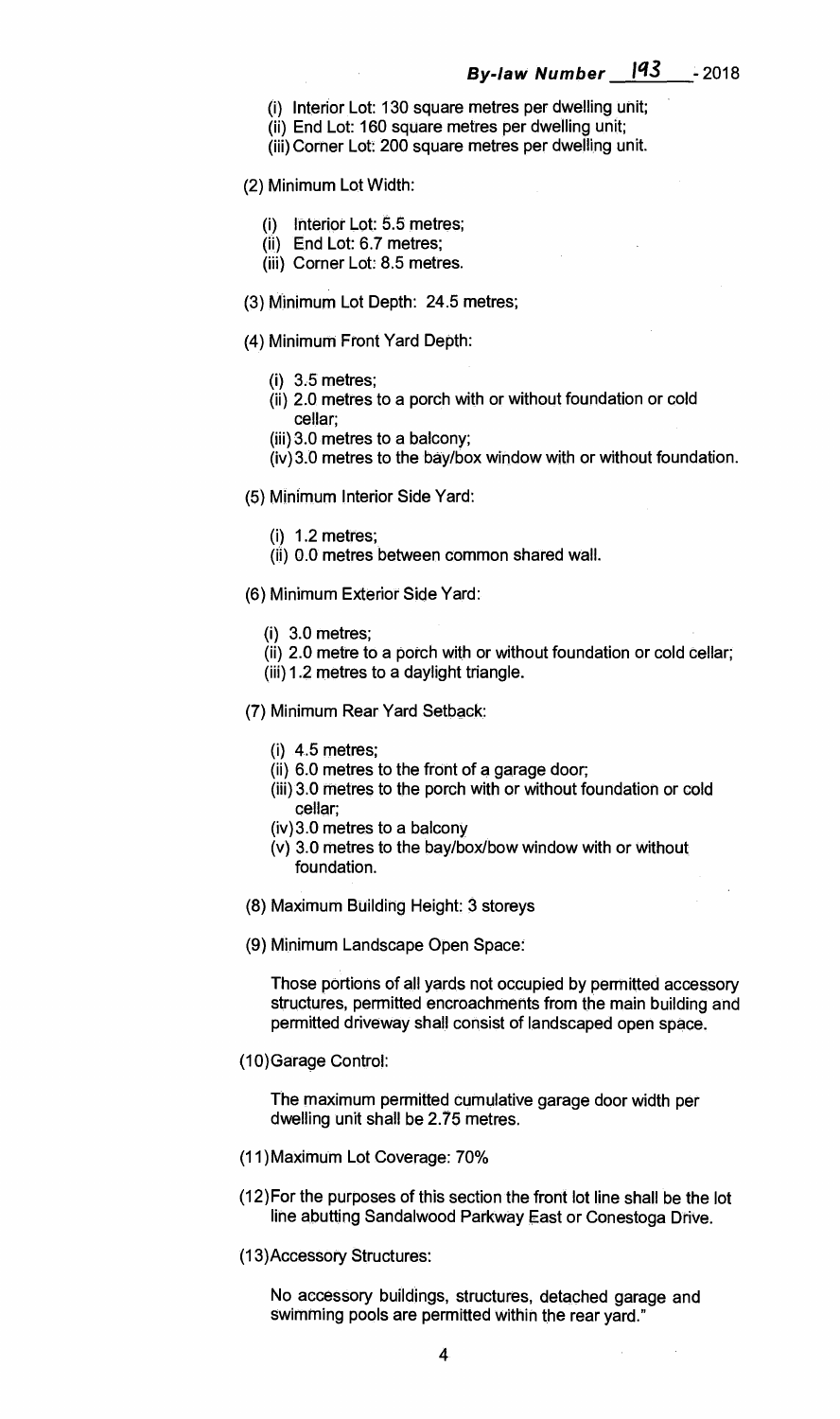(i) Interior Lot: 130 square metres per dwelling unit;
(ii) End Lot: 160 square metres per dwelling unit;
(iii) Corner Lot: 200 square metres per dwelling unit.

(2) Minimum Lot Width:

(i) Interior Lot: 5.5 metres;
(ii) End Lot: 6.7 metres;
(iii) Corner Lot: 8.5 metres.

(3) Minimum Lot Depth: 24.5 metres;

(4) Minimum Front Yard Depth:

(i) 3.5 metres;
(ii) 2.0 metres to a porch with or without foundation or cold cellar;
(iii) 3.0 metres to a balcony;
(iv) 3.0 metres to the bay/box window with or without foundation.

(5) Minimum Interior Side Yard:

(i) 1.2 metres;
(ii) 0.0 metres between common shared wall.

(6) Minimum Exterior Side Yard:

(i) 3.0 metres;
(ii) 2.0 metre to a porch with or without foundation or cold cellar;
(iii) 1.2 metres to a daylight triangle.

(7) Minimum Rear Yard Setback:

(i) 4.5 metres;
(ii) 6.0 metres to the front of a garage door;
(iii) 3.0 metres to the porch with or without foundation or cold cellar;
(iv) 3.0 metres to a balcony
(v) 3.0 metres to the bay/box/bow window with or without foundation.

(8) Maximum Building Height: 3 storeys

(9) Minimum Landscape Open Space:

Those portions of all yards not occupied by permitted accessory structures, permitted encroachments from the main building and permitted driveway shall consist of landscaped open space.

(10) Garage Control:

The maximum permitted cumulative garage door width per dwelling unit shall be 2.75 metres.

(11) Maximum Lot Coverage: 70%

(12) For the purposes of this section the front lot line shall be the lot line abutting Sandalwood Parkway East or Conestoga Drive.

(13) Accessory Structures:

No accessory buildings, structures, detached garage and swimming pools are permitted within the rear yard."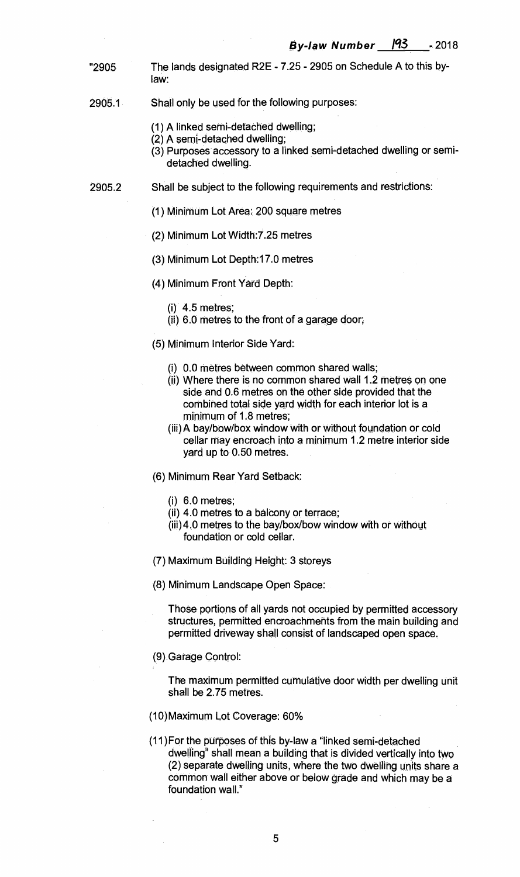"2905 The lands designated R2E - 7.25 - 2905 on Schedule A to this by-law:

2905.1 Shall only be used for the following purposes:

(1) A linked semi-detached dwelling;
(2) A semi-detached dwelling;
(3) Purposes accessory to a linked semi-detached dwelling or semi-detached dwelling.

2905.2 Shall be subject to the following requirements and restrictions:

(1) Minimum Lot Area: 200 square metres

(2) Minimum Lot Width:7.25 metres

(3) Minimum Lot Depth:17.0 metres

(4) Minimum Front Yard Depth:

(i) 4.5 metres;
(ii) 6.0 metres to the front of a garage door;

(5) Minimum Interior Side Yard:

(i) 0.0 metres between common shared walls;
(ii) Where there is no common shared wall 1.2 metres on one side and 0.6 metres on the other side provided that the combined total side yard width for each interior lot is a minimum of 1.8 metres;
(iii) A bay/bow/box window with or without foundation or cold cellar may encroach into a minimum 1.2 metre interior side yard up to 0.50 metres.

(6) Minimum Rear Yard Setback:

(i) 6.0 metres;
(ii) 4.0 metres to a balcony or terrace;
(iii) 4.0 metres to the bay/box/bow window with or without foundation or cold cellar.

(7) Maximum Building Height: 3 storeys

(8) Minimum Landscape Open Space:

Those portions of all yards not occupied by permitted accessory structures, permitted encroachments from the main building and permitted driveway shall consist of landscaped open space.

(9) Garage Control:

The maximum permitted cumulative door width per dwelling unit shall be 2.75 metres.

(10) Maximum Lot Coverage: 60%

(11) For the purposes of this by-law a "linked semi-detached dwelling" shall mean a building that is divided vertically into two (2) separate dwelling units, where the two dwelling units share a common wall either above or below grade and which may be a foundation wall."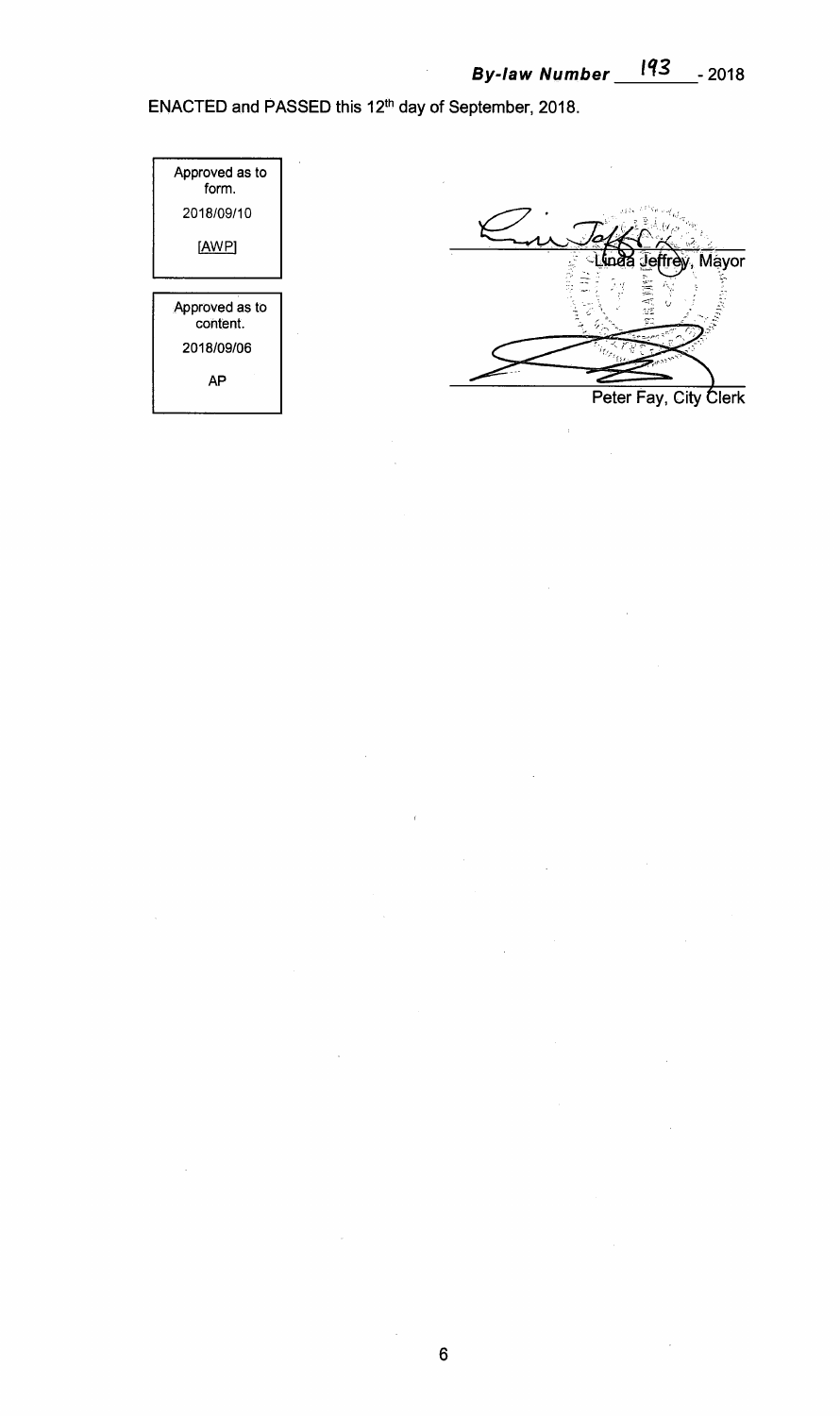***By-law Number** 193 **- 2018***

ENACTED and PASSED this 12th day of September, 2018.

| Approved as to form. |
|---|
| 2018/09/10 |
| [AWP] |

| Approved as to content. |
|---|
| 2018/09/06 |
| AP |

Linda Jeffrey, Mayor

Peter Fay, City Clerk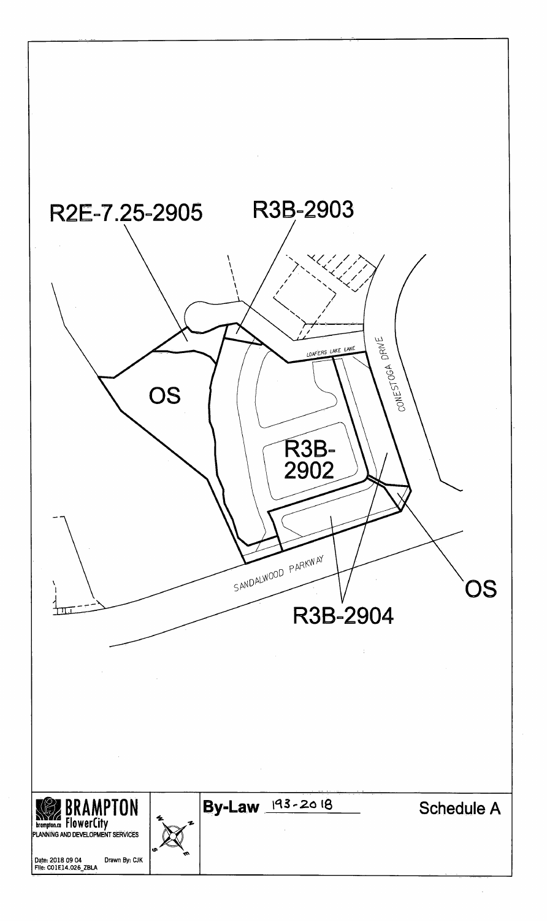R2E-7.25-2905

R3B-2903

LOAFERS LAKE LANE

CONESTOGA DRIVE

OS

R3B-2902

SANDALWOOD PARKWAY

OS

R3B-2904

BRAMPTON
brampton.ca FlowerCity
PLANNING AND DEVELOPMENT SERVICES

Date: 2018 09 04 Drawn By: CJK
File: C01E14.026_ZBLA

**By-Law** 193-2018

Schedule A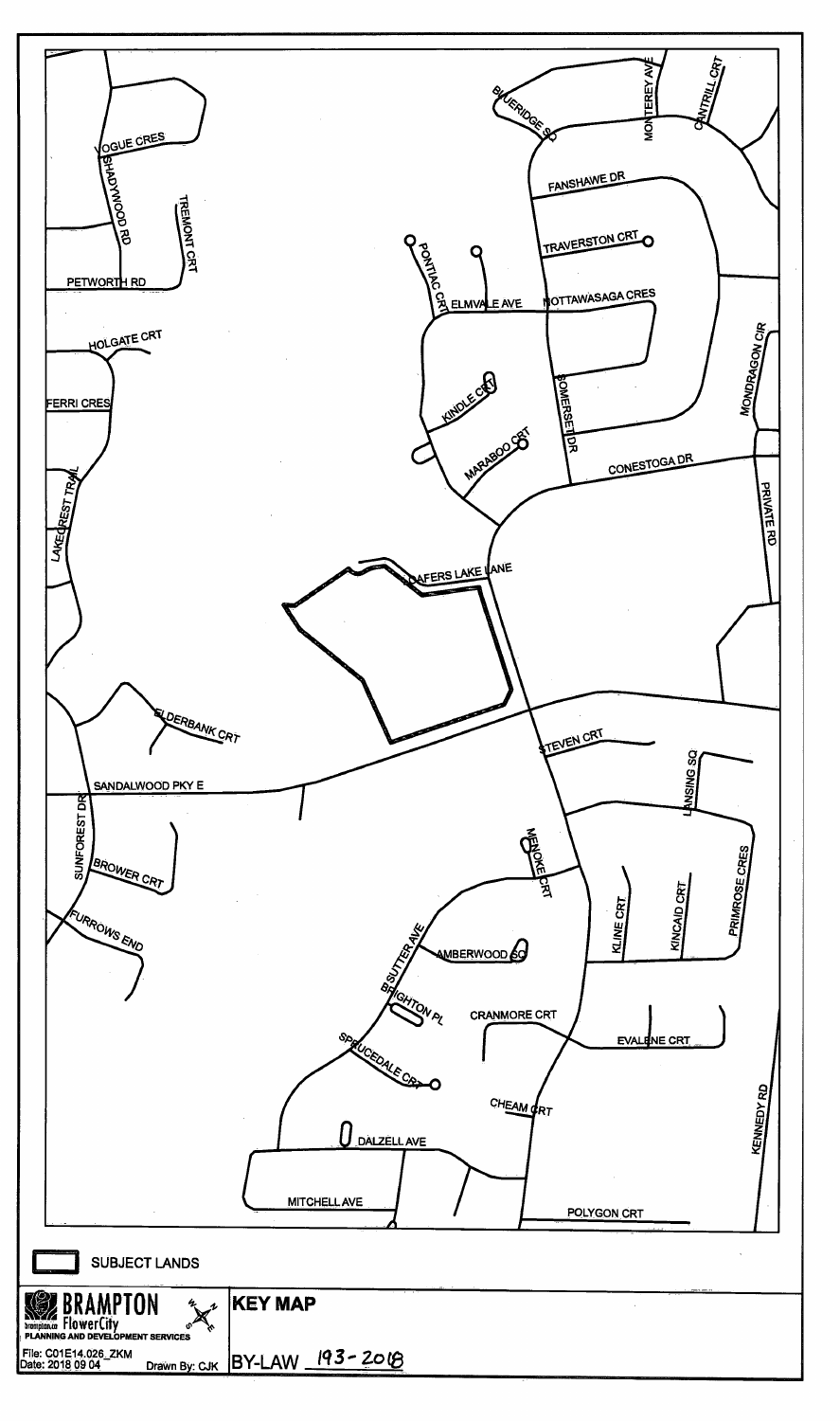VOGUE CRES

SHADYWOOD RD

TREMONT CRT

PETWORTH RD

HOLGATE CRT

FERRI CRES

LAKECREST TRAIL

BLUERIDGE SQ

MONTEREY AVE

CANTRILL CRT

FANSHAWE DR

TRAVERSTON CRT

PONTIAC CRT

ELMVALE AVE

NOTTAWASAGA CRES

KINDLE CRT

MARABOO CRT

SOMERSET DR

MONDRAGON CIR

CONESTOGA DR

PRIVATE RD

HEAFERS LAKE LANE

ELDERBANK CRT

SANDALWOOD PKY E

STEVEN CRT

LANSING SQ

SUNFOREST DR

BROWER CRT

FURROWS END

MENOKE CRT

KLINE CRT

KINCAID CRT

PRIMROSE CRES

SUTTER AVE

AMBERWOOD SQ

BRIGHTON PL

CRANMORE CRT

EVALENE CRT

SPRUCEDALE CRT

CHEAM CRT

KENNEDY RD

DALZELL AVE

MITCHELL AVE

POLYGON CRT

SUBJECT LANDS

BRAMPTON FlowerCity
PLANNING AND DEVELOPMENT SERVICES

File: C01E14.026_ZKM
Date: 2018 09 04 Drawn By: CJK

**KEY MAP**

BY-LAW 193-2018